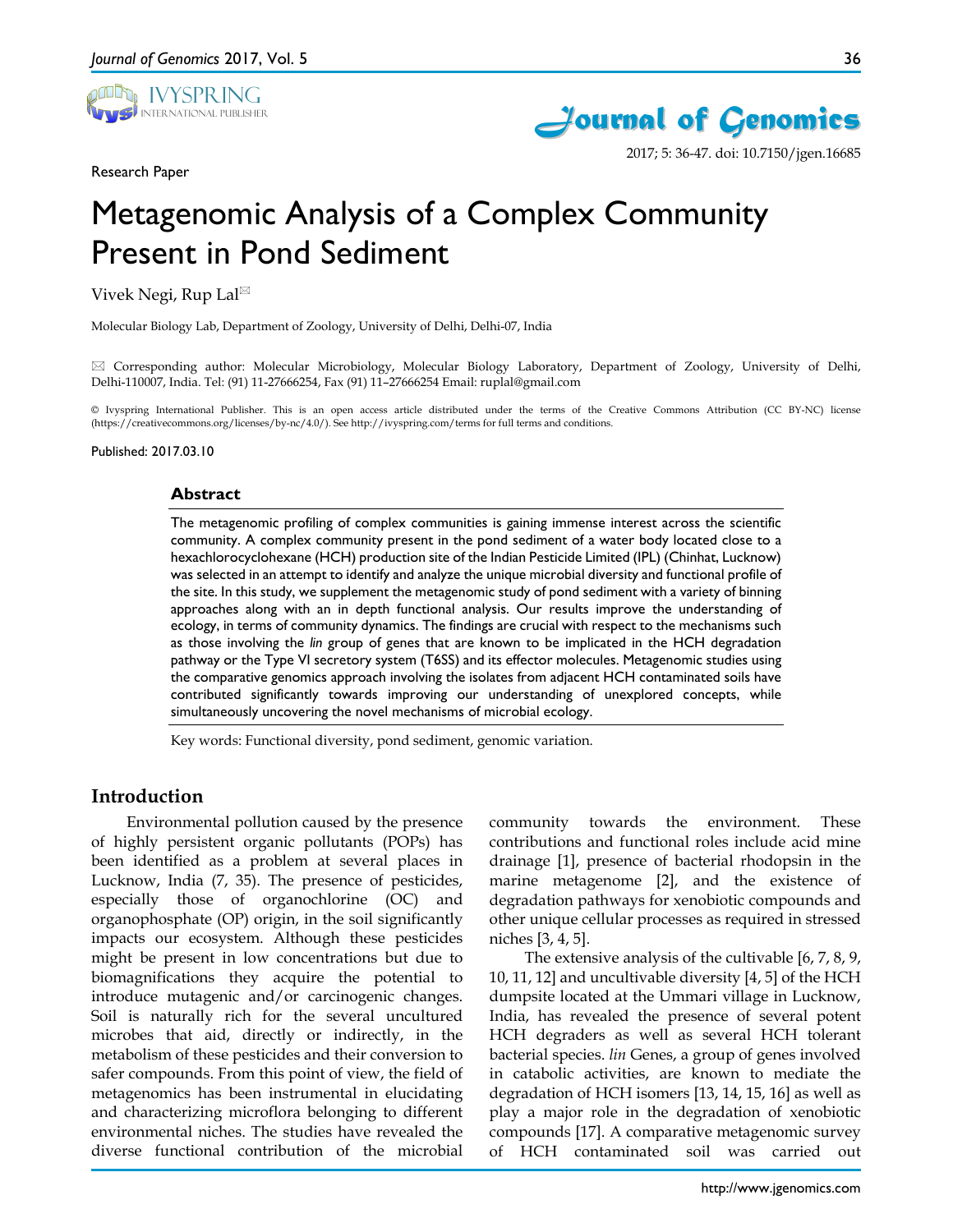Research Paper

# Metagenomic Analysis of a Complex Community Present in Pond Sediment

Vivek Negi, Rup Lal✉

Molecular Biology Lab, Department of Zoology, University of Delhi, Delhi-07, India

✉ Corresponding author: Molecular Microbiology, Molecular Biology Laboratory, Department of Zoology, University of Delhi, Delhi-110007, India. Tel: (91) 11-27666254, Fax (91) 11–27666254 Email: ruplal@gmail.com

© Ivyspring International Publisher. This is an open access article distributed under the terms of the Creative Commons Attribution (CC BY-NC) license (https://creativecommons.org/licenses/by-nc/4.0/). See http://ivyspring.com/terms for full terms and conditions.

Published: 2017.03.10

## Abstract

The metagenomic profiling of complex communities is gaining immense interest across the scientific community. A complex community present in the pond sediment of a water body located close to a hexachlorocyclohexane (HCH) production site of the Indian Pesticide Limited (IPL) (Chinhat, Lucknow) was selected in an attempt to identify and analyze the unique microbial diversity and functional profile of the site. In this study, we supplement the metagenomic study of pond sediment with a variety of binning approaches along with an in depth functional analysis. Our results improve the understanding of ecology, in terms of community dynamics. The findings are crucial with respect to the mechanisms such as those involving the *lin* group of genes that are known to be implicated in the HCH degradation pathway or the Type VI secretory system (T6SS) and its effector molecules. Metagenomic studies using the comparative genomics approach involving the isolates from adjacent HCH contaminated soils have contributed significantly towards improving our understanding of unexplored concepts, while simultaneously uncovering the novel mechanisms of microbial ecology.

Key words: Functional diversity, pond sediment, genomic variation.

## Introduction

Environmental pollution caused by the presence of highly persistent organic pollutants (POPs) has been identified as a problem at several places in Lucknow, India (7, 35). The presence of pesticides, especially those of organochlorine (OC) and organophosphate (OP) origin, in the soil significantly impacts our ecosystem. Although these pesticides might be present in low concentrations but due to biomagnifications they acquire the potential to introduce mutagenic and/or carcinogenic changes. Soil is naturally rich for the several uncultured microbes that aid, directly or indirectly, in the metabolism of these pesticides and their conversion to safer compounds. From this point of view, the field of metagenomics has been instrumental in elucidating and characterizing microflora belonging to different environmental niches. The studies have revealed the diverse functional contribution of the microbial community towards the environment. These contributions and functional roles include acid mine drainage [1], presence of bacterial rhodopsin in the marine metagenome [2], and the existence of degradation pathways for xenobiotic compounds and other unique cellular processes as required in stressed niches [3, 4, 5].

The extensive analysis of the cultivable [6, 7, 8, 9, 10, 11, 12] and uncultivable diversity [4, 5] of the HCH dumpsite located at the Ummari village in Lucknow, India, has revealed the presence of several potent HCH degraders as well as several HCH tolerant bacterial species. *lin* Genes, a group of genes involved in catabolic activities, are known to mediate the degradation of HCH isomers [13, 14, 15, 16] as well as play a major role in the degradation of xenobiotic compounds [17]. A comparative metagenomic survey of HCH contaminated soil was carried out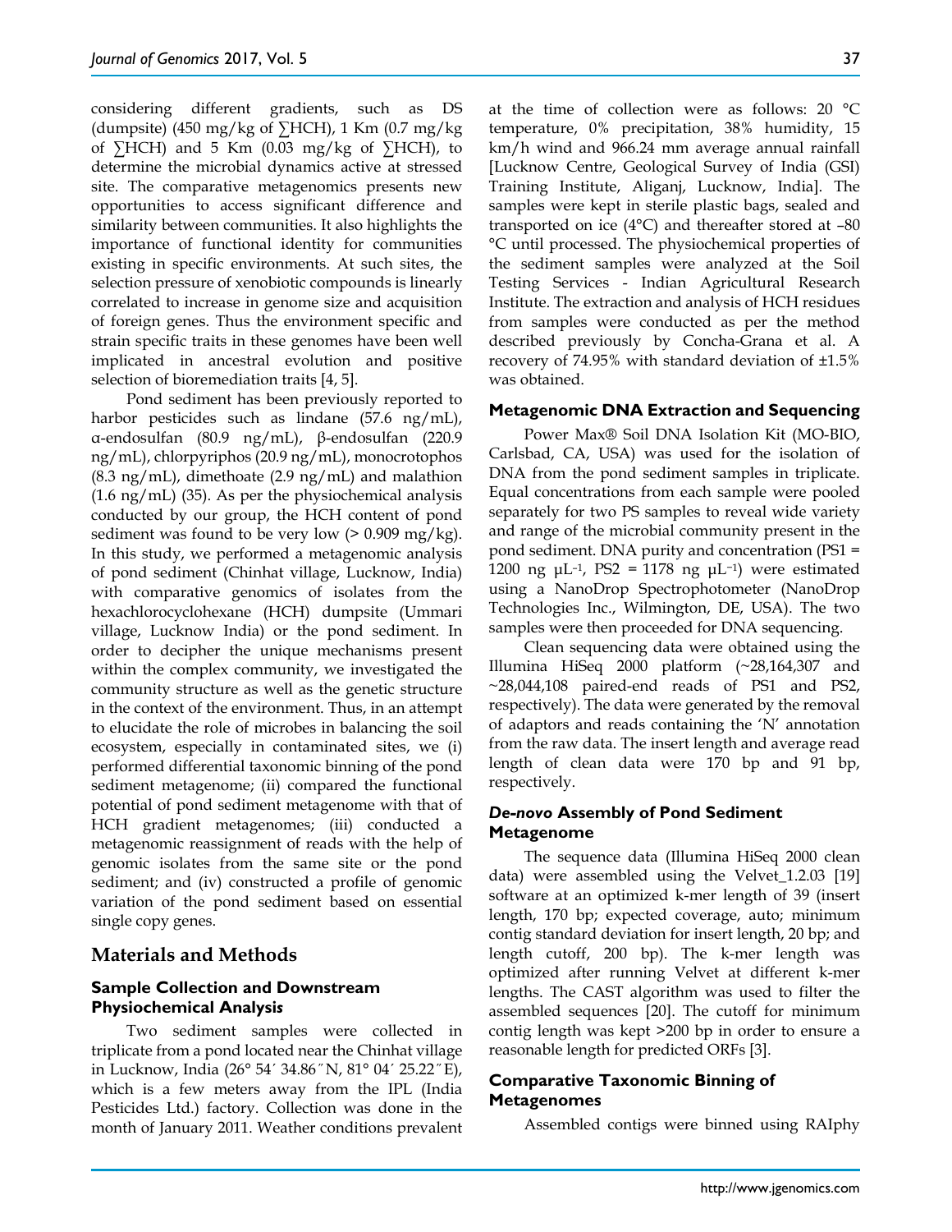considering different gradients, such as DS (dumpsite) (450 mg/kg of ∑HCH), 1 Km (0.7 mg/kg of ∑HCH) and 5 Km (0.03 mg/kg of ∑HCH), to determine the microbial dynamics active at stressed site. The comparative metagenomics presents new opportunities to access significant difference and similarity between communities. It also highlights the importance of functional identity for communities existing in specific environments. At such sites, the selection pressure of xenobiotic compounds is linearly correlated to increase in genome size and acquisition of foreign genes. Thus the environment specific and strain specific traits in these genomes have been well implicated in ancestral evolution and positive selection of bioremediation traits [4, 5].

Pond sediment has been previously reported to harbor pesticides such as lindane (57.6 ng/mL), α-endosulfan (80.9 ng/mL), β-endosulfan (220.9 ng/mL), chlorpyriphos (20.9 ng/mL), monocrotophos (8.3 ng/mL), dimethoate (2.9 ng/mL) and malathion (1.6 ng/mL) (35). As per the physiochemical analysis conducted by our group, the HCH content of pond sediment was found to be very low (> 0.909 mg/kg). In this study, we performed a metagenomic analysis of pond sediment (Chinhat village, Lucknow, India) with comparative genomics of isolates from the hexachlorocyclohexane (HCH) dumpsite (Ummari village, Lucknow India) or the pond sediment. In order to decipher the unique mechanisms present within the complex community, we investigated the community structure as well as the genetic structure in the context of the environment. Thus, in an attempt to elucidate the role of microbes in balancing the soil ecosystem, especially in contaminated sites, we (i) performed differential taxonomic binning of the pond sediment metagenome; (ii) compared the functional potential of pond sediment metagenome with that of HCH gradient metagenomes; (iii) conducted a metagenomic reassignment of reads with the help of genomic isolates from the same site or the pond sediment; and (iv) constructed a profile of genomic variation of the pond sediment based on essential single copy genes.

## Materials and Methods

### Sample Collection and Downstream Physiochemical Analysis

Two sediment samples were collected in triplicate from a pond located near the Chinhat village in Lucknow, India (26° 54′ 34.86″N, 81° 04′ 25.22″E), which is a few meters away from the IPL (India Pesticides Ltd.) factory. Collection was done in the month of January 2011. Weather conditions prevalent at the time of collection were as follows: 20 °C temperature, 0% precipitation, 38% humidity, 15 km/h wind and 966.24 mm average annual rainfall [Lucknow Centre, Geological Survey of India (GSI) Training Institute, Aliganj, Lucknow, India]. The samples were kept in sterile plastic bags, sealed and transported on ice (4°C) and thereafter stored at –80 °C until processed. The physiochemical properties of the sediment samples were analyzed at the Soil Testing Services - Indian Agricultural Research Institute. The extraction and analysis of HCH residues from samples were conducted as per the method described previously by Concha-Grana et al. A recovery of 74.95% with standard deviation of ±1.5% was obtained.

### Metagenomic DNA Extraction and Sequencing

Power Max® Soil DNA Isolation Kit (MO-BIO, Carlsbad, CA, USA) was used for the isolation of DNA from the pond sediment samples in triplicate. Equal concentrations from each sample were pooled separately for two PS samples to reveal wide variety and range of the microbial community present in the pond sediment. DNA purity and concentration (PS1 = 1200 ng $\mu L^{-1}$, PS2 = 1178 ng $\mu L^{-1}$) were estimated using a NanoDrop Spectrophotometer (NanoDrop Technologies Inc., Wilmington, DE, USA). The two samples were then proceeded for DNA sequencing.

Clean sequencing data were obtained using the Illumina HiSeq 2000 platform (~28,164,307 and ~28,044,108 paired-end reads of PS1 and PS2, respectively). The data were generated by the removal of adaptors and reads containing the 'N' annotation from the raw data. The insert length and average read length of clean data were 170 bp and 91 bp, respectively.

### *De-novo* Assembly of Pond Sediment Metagenome

The sequence data (Illumina HiSeq 2000 clean data) were assembled using the Velvet_1.2.03 [19] software at an optimized k-mer length of 39 (insert length, 170 bp; expected coverage, auto; minimum contig standard deviation for insert length, 20 bp; and length cutoff, 200 bp). The k-mer length was optimized after running Velvet at different k-mer lengths. The CAST algorithm was used to filter the assembled sequences [20]. The cutoff for minimum contig length was kept >200 bp in order to ensure a reasonable length for predicted ORFs [3].

### Comparative Taxonomic Binning of Metagenomes

Assembled contigs were binned using RAIphy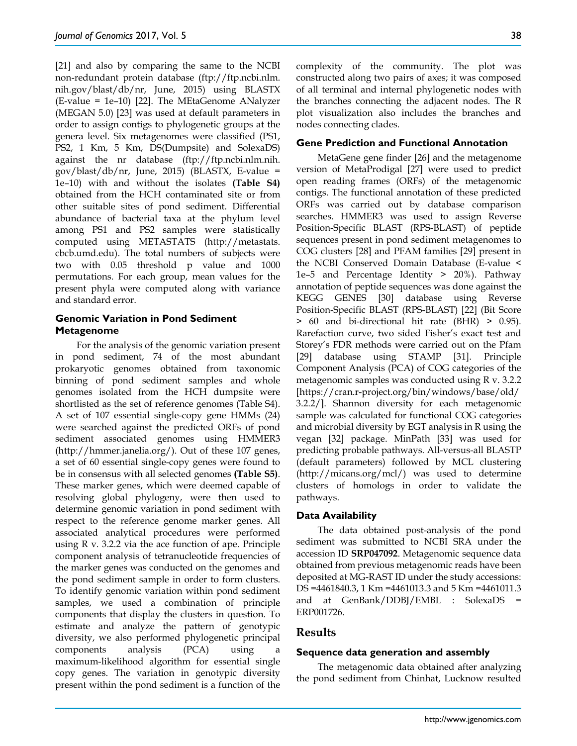[21] and also by comparing the same to the NCBI non-redundant protein database (ftp://ftp.ncbi.nlm.nih.gov/blast/db/nr, June, 2015) using BLASTX (E-value = 1e–10) [22]. The MEtaGenome ANalyzer (MEGAN 5.0) [23] was used at default parameters in order to assign contigs to phylogenetic groups at the genera level. Six metagenomes were classified (PS1, PS2, 1 Km, 5 Km, DS(Dumpsite) and SolexaDS) against the nr database (ftp://ftp.ncbi.nlm.nih.gov/blast/db/nr, June, 2015) (BLASTX, E-value = 1e–10) with and without the isolates **(Table S4)** obtained from the HCH contaminated site or from other suitable sites of pond sediment. Differential abundance of bacterial taxa at the phylum level among PS1 and PS2 samples were statistically computed using METASTATS (http://metastats.cbcb.umd.edu). The total numbers of subjects were two with 0.05 threshold p value and 1000 permutations. For each group, mean values for the present phyla were computed along with variance and standard error.

### Genomic Variation in Pond Sediment Metagenome

For the analysis of the genomic variation present in pond sediment, 74 of the most abundant prokaryotic genomes obtained from taxonomic binning of pond sediment samples and whole genomes isolated from the HCH dumpsite were shortlisted as the set of reference genomes (Table S4). A set of 107 essential single-copy gene HMMs (24) were searched against the predicted ORFs of pond sediment associated genomes using HMMER3 (http://hmmer.janelia.org/). Out of these 107 genes, a set of 60 essential single-copy genes were found to be in consensus with all selected genomes **(Table S5)**. These marker genes, which were deemed capable of resolving global phylogeny, were then used to determine genomic variation in pond sediment with respect to the reference genome marker genes. All associated analytical procedures were performed using R v. 3.2.2 via the ace function of ape. Principle component analysis of tetranucleotide frequencies of the marker genes was conducted on the genomes and the pond sediment sample in order to form clusters. To identify genomic variation within pond sediment samples, we used a combination of principle components that display the clusters in question. To estimate and analyze the pattern of genotypic diversity, we also performed phylogenetic principal components analysis (PCA) using a maximum-likelihood algorithm for essential single copy genes. The variation in genotypic diversity present within the pond sediment is a function of the complexity of the community. The plot was constructed along two pairs of axes; it was composed of all terminal and internal phylogenetic nodes with the branches connecting the adjacent nodes. The R plot visualization also includes the branches and nodes connecting clades.

### Gene Prediction and Functional Annotation

MetaGene gene finder [26] and the metagenome version of MetaProdigal [27] were used to predict open reading frames (ORFs) of the metagenomic contigs. The functional annotation of these predicted ORFs was carried out by database comparison searches. HMMER3 was used to assign Reverse Position-Specific BLAST (RPS-BLAST) of peptide sequences present in pond sediment metagenomes to COG clusters [28] and PFAM families [29] present in the NCBI Conserved Domain Database (E-value < 1e–5 and Percentage Identity > 20%). Pathway annotation of peptide sequences was done against the KEGG GENES [30] database using Reverse Position-Specific BLAST (RPS-BLAST) [22] (Bit Score > 60 and bi-directional hit rate (BHR) > 0.95). Rarefaction curve, two sided Fisher's exact test and Storey's FDR methods were carried out on the Pfam [29] database using STAMP [31]. Principle Component Analysis (PCA) of COG categories of the metagenomic samples was conducted using R v. 3.2.2 [https://cran.r-project.org/bin/windows/base/old/3.2.2/]. Shannon diversity for each metagenomic sample was calculated for functional COG categories and microbial diversity by EGT analysis in R using the vegan [32] package. MinPath [33] was used for predicting probable pathways. All-versus-all BLASTP (default parameters) followed by MCL clustering (http://micans.org/mcl/) was used to determine clusters of homologs in order to validate the pathways.

### Data Availability

The data obtained post-analysis of the pond sediment was submitted to NCBI SRA under the accession ID **SRP047092**. Metagenomic sequence data obtained from previous metagenomic reads have been deposited at MG-RAST ID under the study accessions: DS =4461840.3, 1 Km =4461013.3 and 5 Km =4461011.3 and at GenBank/DDBJ/EMBL : SolexaDS = ERP001726.

## Results

### Sequence data generation and assembly

The metagenomic data obtained after analyzing the pond sediment from Chinhat, Lucknow resulted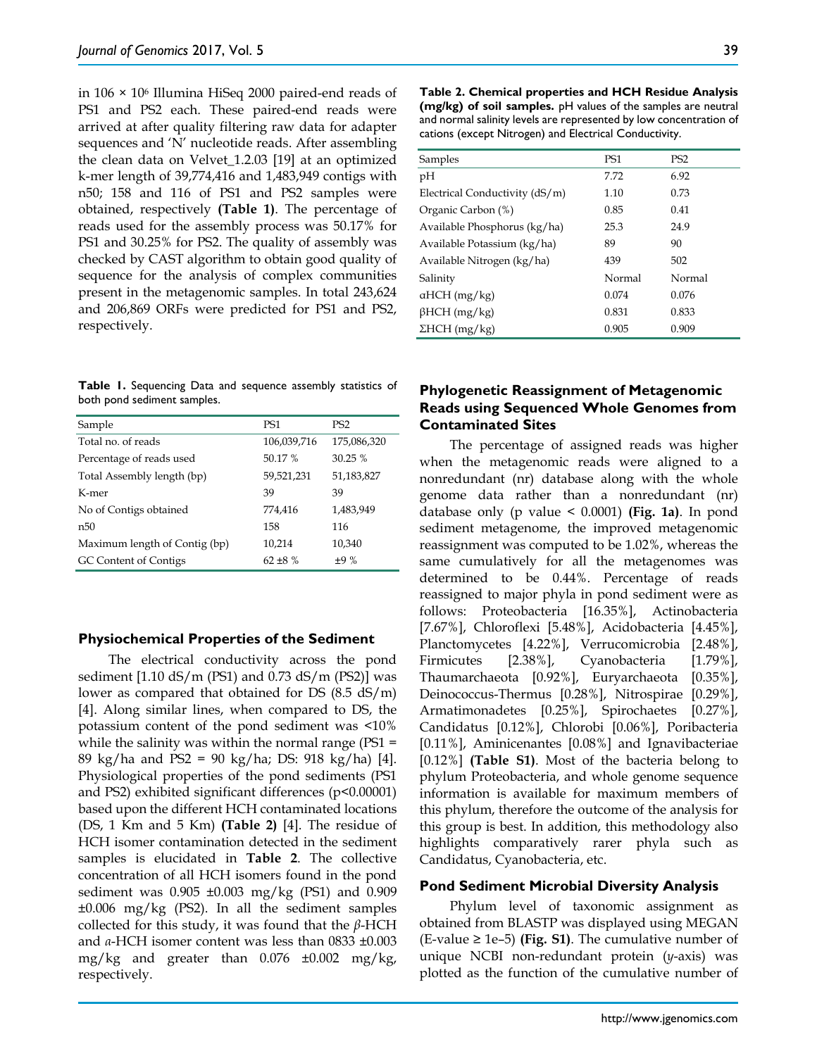in 106 × $10^6$ Illumina HiSeq 2000 paired-end reads of PS1 and PS2 each. These paired-end reads were arrived at after quality filtering raw data for adapter sequences and 'N' nucleotide reads. After assembling the clean data on Velvet_1.2.03 [19] at an optimized k-mer length of 39,774,416 and 1,483,949 contigs with n50; 158 and 116 of PS1 and PS2 samples were obtained, respectively **(Table 1)**. The percentage of reads used for the assembly process was 50.17% for PS1 and 30.25% for PS2. The quality of assembly was checked by CAST algorithm to obtain good quality of sequence for the analysis of complex communities present in the metagenomic samples. In total 243,624 and 206,869 ORFs were predicted for PS1 and PS2, respectively.

**Table 1.** Sequencing Data and sequence assembly statistics of both pond sediment samples.

| Sample | PS1 | PS2 |
|---|---|---|
| Total no. of reads | 106,039,716 | 175,086,320 |
| Percentage of reads used | 50.17 % | 30.25 % |
| Total Assembly length (bp) | 59,521,231 | 51,183,827 |
| K-mer | 39 | 39 |
| No of Contigs obtained | 774,416 | 1,483,949 |
| n50 | 158 | 116 |
| Maximum length of Contig (bp) | 10,214 | 10,340 |
| GC Content of Contigs | 62 ±8 % | ±9 % |

### Physiochemical Properties of the Sediment

The electrical conductivity across the pond sediment [1.10 dS/m (PS1) and 0.73 dS/m (PS2)] was lower as compared that obtained for DS (8.5 dS/m) [4]. Along similar lines, when compared to DS, the potassium content of the pond sediment was <10% while the salinity was within the normal range (PS1 = 89 kg/ha and PS2 = 90 kg/ha; DS: 918 kg/ha) [4]. Physiological properties of the pond sediments (PS1 and PS2) exhibited significant differences ($p<0.00001$) based upon the different HCH contaminated locations (DS, 1 Km and 5 Km) **(Table 2)** [4]. The residue of HCH isomer contamination detected in the sediment samples is elucidated in **Table 2**. The collective concentration of all HCH isomers found in the pond sediment was 0.905 ±0.003 mg/kg (PS1) and 0.909 ±0.006 mg/kg (PS2). In all the sediment samples collected for this study, it was found that the *β*-HCH and *α*-HCH isomer content was less than 0833 ±0.003 mg/kg and greater than 0.076 ±0.002 mg/kg, respectively.

**Table 2. Chemical properties and HCH Residue Analysis (mg/kg) of soil samples.** pH values of the samples are neutral and normal salinity levels are represented by low concentration of cations (except Nitrogen) and Electrical Conductivity.

| Samples | PS1 | PS2 |
|---|---|---|
| pH | 7.72 | 6.92 |
| Electrical Conductivity (dS/m) | 1.10 | 0.73 |
| Organic Carbon (%) | 0.85 | 0.41 |
| Available Phosphorus (kg/ha) | 25.3 | 24.9 |
| Available Potassium (kg/ha) | 89 | 90 |
| Available Nitrogen (kg/ha) | 439 | 502 |
| Salinity | Normal | Normal |
| αHCH (mg/kg) | 0.074 | 0.076 |
| βHCH (mg/kg) | 0.831 | 0.833 |
| ΣHCH (mg/kg) | 0.905 | 0.909 |

### Phylogenetic Reassignment of Metagenomic Reads using Sequenced Whole Genomes from Contaminated Sites

The percentage of assigned reads was higher when the metagenomic reads were aligned to a nonredundant (nr) database along with the whole genome data rather than a nonredundant (nr) database only ($p$ value < 0.0001) **(Fig. 1a)**. In pond sediment metagenome, the improved metagenomic reassignment was computed to be 1.02%, whereas the same cumulatively for all the metagenomes was determined to be 0.44%. Percentage of reads reassigned to major phyla in pond sediment were as follows: Proteobacteria [16.35%], Actinobacteria [7.67%], Chloroflexi [5.48%], Acidobacteria [4.45%], Planctomycetes [4.22%], Verrucomicrobia [2.48%], Firmicutes [2.38%], Cyanobacteria [1.79%], Thaumarchaeota [0.92%], Euryarchaeota [0.35%], Deinococcus-Thermus [0.28%], Nitrospirae [0.29%], Armatimonadetes [0.25%], Spirochaetes [0.27%], Candidatus [0.12%], Chlorobi [0.06%], Poribacteria [0.11%], Aminicenantes [0.08%] and Ignavibacteriae [0.12%] **(Table S1)**. Most of the bacteria belong to phylum Proteobacteria, and whole genome sequence information is available for maximum members of this phylum, therefore the outcome of the analysis for this group is best. In addition, this methodology also highlights comparatively rarer phyla such as Candidatus, Cyanobacteria, etc.

### Pond Sediment Microbial Diversity Analysis

Phylum level of taxonomic assignment as obtained from BLASTP was displayed using MEGAN (E-value ≥ 1e–5) **(Fig. S1)**. The cumulative number of unique NCBI non-redundant protein (*y*-axis) was plotted as the function of the cumulative number of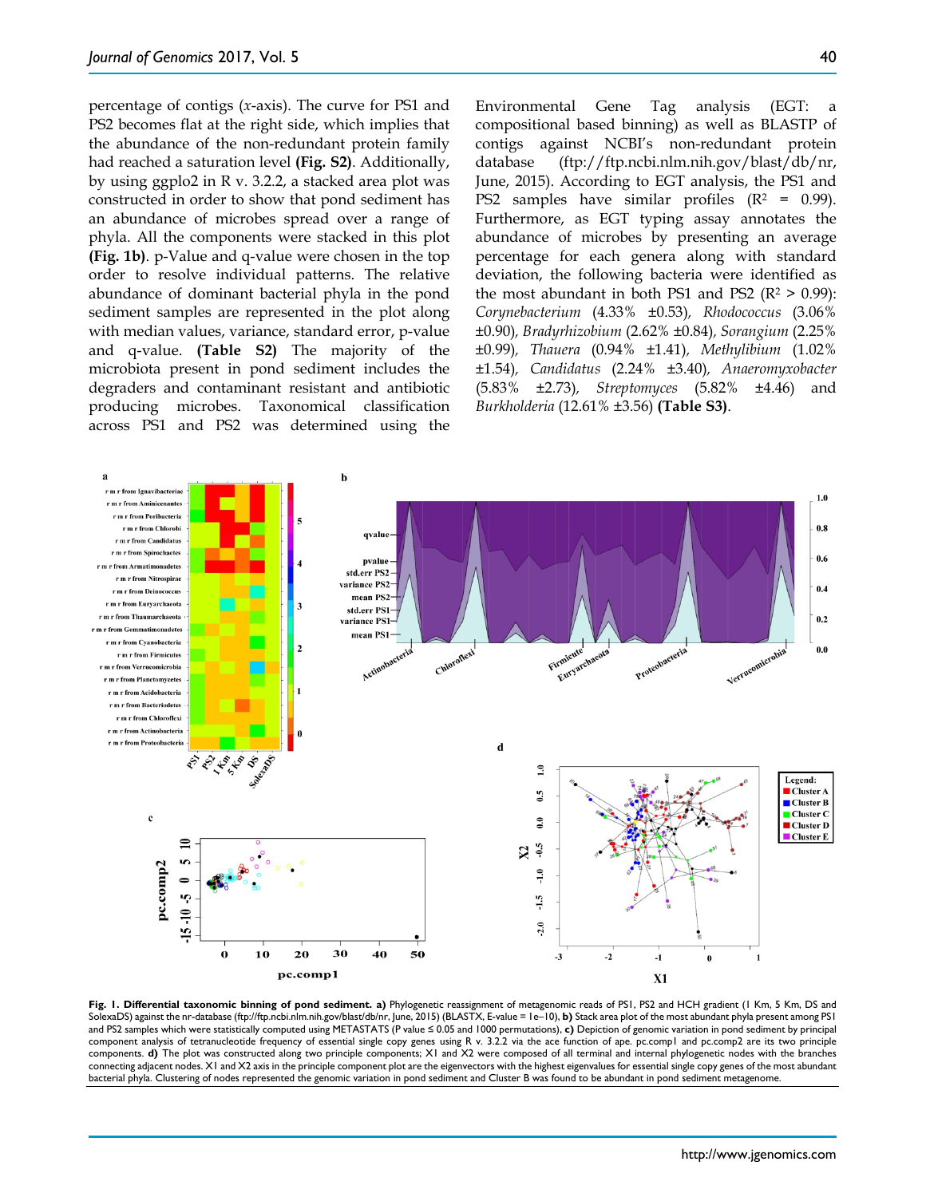percentage of contigs (*x*-axis). The curve for PS1 and PS2 becomes flat at the right side, which implies that the abundance of the non-redundant protein family had reached a saturation level **(Fig. S2)**. Additionally, by using ggplo2 in R v. 3.2.2, a stacked area plot was constructed in order to show that pond sediment has an abundance of microbes spread over a range of phyla. All the components were stacked in this plot **(Fig. 1b)**. p-Value and q-value were chosen in the top order to resolve individual patterns. The relative abundance of dominant bacterial phyla in the pond sediment samples are represented in the plot along with median values, variance, standard error, p-value and q-value. **(Table S2)** The majority of the microbiota present in pond sediment includes the degraders and contaminant resistant and antibiotic producing microbes. Taxonomical classification across PS1 and PS2 was determined using the Environmental Gene Tag analysis (EGT: a compositional based binning) as well as BLASTP of contigs against NCBI's non-redundant protein database (ftp://ftp.ncbi.nlm.nih.gov/blast/db/nr, June, 2015). According to EGT analysis, the PS1 and PS2 samples have similar profiles ($R^2 = 0.99$). Furthermore, as EGT typing assay annotates the abundance of microbes by presenting an average percentage for each genera along with standard deviation, the following bacteria were identified as the most abundant in both PS1 and PS2 ($R^2 > 0.99$): *Corynebacterium* (4.33% ±0.53), *Rhodococcus* (3.06% ±0.90), *Bradyrhizobium* (2.62% ±0.84), *Sorangium* (2.25% ±0.99), *Thauera* (0.94% ±1.41), *Methylibium* (1.02% ±1.54), *Candidatus* (2.24% ±3.40), *Anaeromyxobacter* (5.83% ±2.73), *Streptomyces* (5.82% ±4.46) and *Burkholderia* (12.61% ±3.56) **(Table S3)**.

**Fig. 1. Differential taxonomic binning of pond sediment. a)** Phylogenetic reassignment of metagenomic reads of PS1, PS2 and HCH gradient (1 Km, 5 Km, DS and SolexaDS) against the nr-database (ftp://ftp.ncbi.nlm.nih.gov/blast/db/nr, June, 2015) (BLASTX, E-value = 1e−10), **b)** Stack area plot of the most abundant phyla present among PS1 and PS2 samples which were statistically computed using METASTATS (P value ≤ 0.05 and 1000 permutations), **c)** Depiction of genomic variation in pond sediment by principal component analysis of tetranucleotide frequency of essential single copy genes using R v. 3.2.2 via the ace function of ape. pc.comp1 and pc.comp2 are its two principle components. **d)** The plot was constructed along two principle components; X1 and X2 were composed of all terminal and internal phylogenetic nodes with the branches connecting adjacent nodes. X1 and X2 axis in the principle component plot are the eigenvectors with the highest eigenvalues for essential single copy genes of the most abundant bacterial phyla. Clustering of nodes represented the genomic variation in pond sediment and Cluster B was found to be abundant in pond sediment metagenome.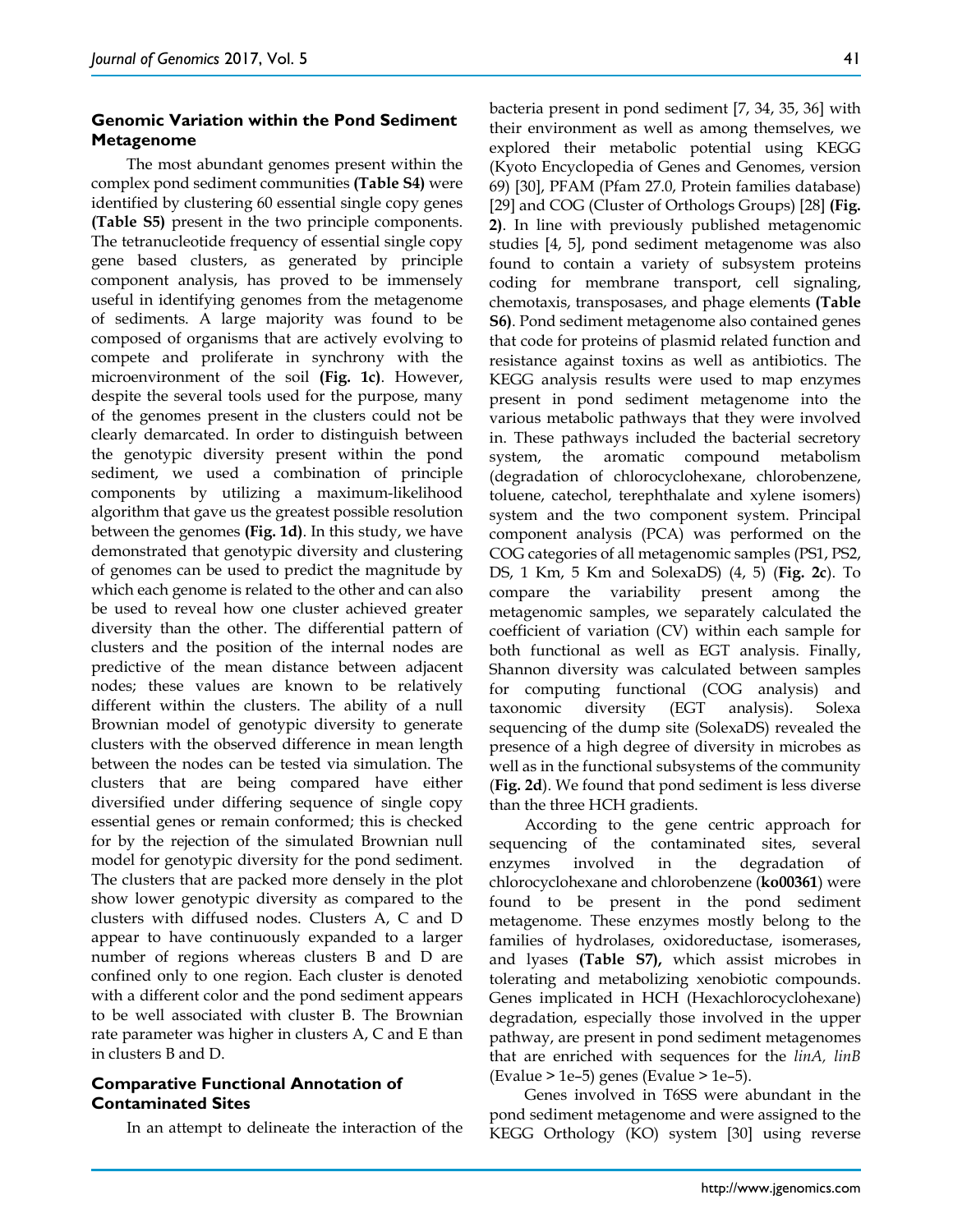### Genomic Variation within the Pond Sediment Metagenome

The most abundant genomes present within the complex pond sediment communities **(Table S4)** were identified by clustering 60 essential single copy genes **(Table S5)** present in the two principle components. The tetranucleotide frequency of essential single copy gene based clusters, as generated by principle component analysis, has proved to be immensely useful in identifying genomes from the metagenome of sediments. A large majority was found to be composed of organisms that are actively evolving to compete and proliferate in synchrony with the microenvironment of the soil **(Fig. 1c)**. However, despite the several tools used for the purpose, many of the genomes present in the clusters could not be clearly demarcated. In order to distinguish between the genotypic diversity present within the pond sediment, we used a combination of principle components by utilizing a maximum-likelihood algorithm that gave us the greatest possible resolution between the genomes **(Fig. 1d)**. In this study, we have demonstrated that genotypic diversity and clustering of genomes can be used to predict the magnitude by which each genome is related to the other and can also be used to reveal how one cluster achieved greater diversity than the other. The differential pattern of clusters and the position of the internal nodes are predictive of the mean distance between adjacent nodes; these values are known to be relatively different within the clusters. The ability of a null Brownian model of genotypic diversity to generate clusters with the observed difference in mean length between the nodes can be tested via simulation. The clusters that are being compared have either diversified under differing sequence of single copy essential genes or remain conformed; this is checked for by the rejection of the simulated Brownian null model for genotypic diversity for the pond sediment. The clusters that are packed more densely in the plot show lower genotypic diversity as compared to the clusters with diffused nodes. Clusters A, C and D appear to have continuously expanded to a larger number of regions whereas clusters B and D are confined only to one region. Each cluster is denoted with a different color and the pond sediment appears to be well associated with cluster B. The Brownian rate parameter was higher in clusters A, C and E than in clusters B and D.

### Comparative Functional Annotation of Contaminated Sites

In an attempt to delineate the interaction of the bacteria present in pond sediment [7, 34, 35, 36] with their environment as well as among themselves, we explored their metabolic potential using KEGG (Kyoto Encyclopedia of Genes and Genomes, version 69) [30], PFAM (Pfam 27.0, Protein families database) [29] and COG (Cluster of Orthologs Groups) [28] **(Fig. 2)**. In line with previously published metagenomic studies [4, 5], pond sediment metagenome was also found to contain a variety of subsystem proteins coding for membrane transport, cell signaling, chemotaxis, transposases, and phage elements **(Table S6)**. Pond sediment metagenome also contained genes that code for proteins of plasmid related function and resistance against toxins as well as antibiotics. The KEGG analysis results were used to map enzymes present in pond sediment metagenome into the various metabolic pathways that they were involved in. These pathways included the bacterial secretory system, the aromatic compound metabolism (degradation of chlorocyclohexane, chlorobenzene, toluene, catechol, terephthalate and xylene isomers) system and the two component system. Principal component analysis (PCA) was performed on the COG categories of all metagenomic samples (PS1, PS2, DS, 1 Km, 5 Km and SolexaDS) (4, 5) (**Fig. 2c**). To compare the variability present among the metagenomic samples, we separately calculated the coefficient of variation (CV) within each sample for both functional as well as EGT analysis. Finally, Shannon diversity was calculated between samples for computing functional (COG analysis) and taxonomic diversity (EGT analysis). Solexa sequencing of the dump site (SolexaDS) revealed the presence of a high degree of diversity in microbes as well as in the functional subsystems of the community (**Fig. 2d**). We found that pond sediment is less diverse than the three HCH gradients.

According to the gene centric approach for sequencing of the contaminated sites, several enzymes involved in the degradation of chlorocyclohexane and chlorobenzene (**ko00361**) were found to be present in the pond sediment metagenome. These enzymes mostly belong to the families of hydrolases, oxidoreductase, isomerases, and lyases **(Table S7),** which assist microbes in tolerating and metabolizing xenobiotic compounds. Genes implicated in HCH (Hexachlorocyclohexane) degradation, especially those involved in the upper pathway, are present in pond sediment metagenomes that are enriched with sequences for the *linA, linB* (Evalue > 1e–5) genes (Evalue > 1e–5).

Genes involved in T6SS were abundant in the pond sediment metagenome and were assigned to the KEGG Orthology (KO) system [30] using reverse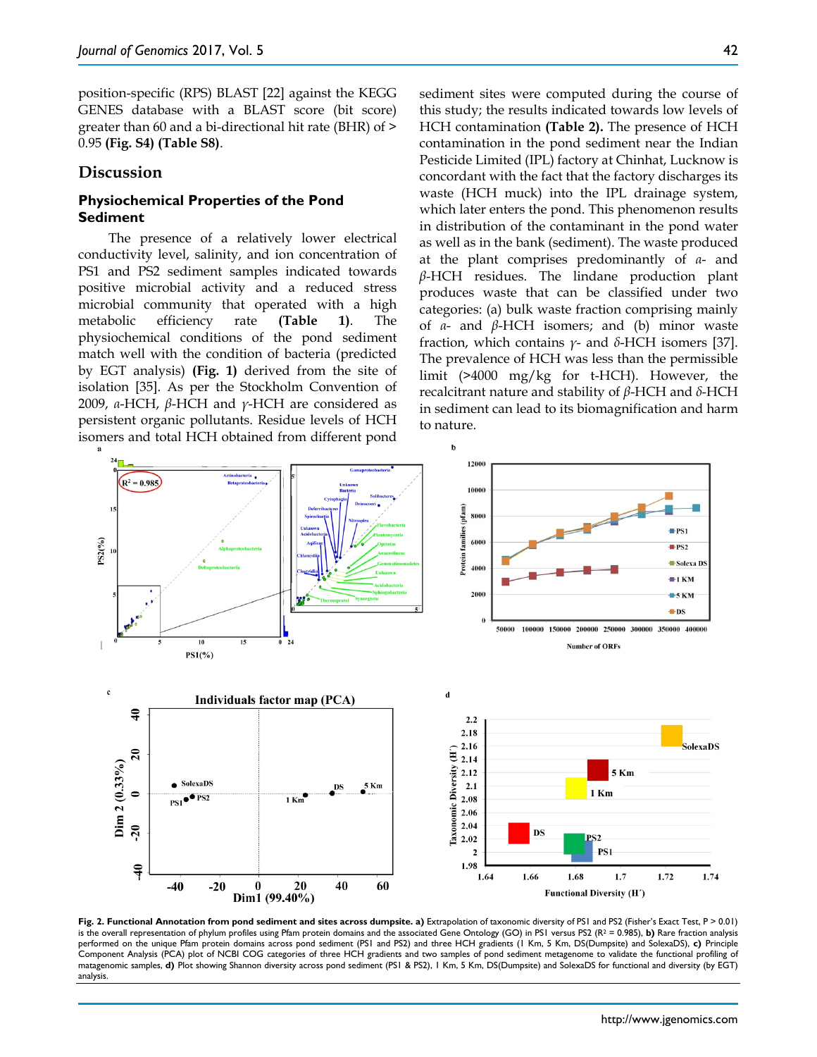position-specific (RPS) BLAST [22] against the KEGG GENES database with a BLAST score (bit score) greater than 60 and a bi-directional hit rate (BHR) of > 0.95 **(Fig. S4) (Table S8)**.

## Discussion

### Physiochemical Properties of the Pond Sediment

The presence of a relatively lower electrical conductivity level, salinity, and ion concentration of PS1 and PS2 sediment samples indicated towards positive microbial activity and a reduced stress microbial community that operated with a high metabolic efficiency rate **(Table 1)**. The physiochemical conditions of the pond sediment match well with the condition of bacteria (predicted by EGT analysis) **(Fig. 1)** derived from the site of isolation [35]. As per the Stockholm Convention of 2009, *α*-HCH, *β*-HCH and *γ*-HCH are considered as persistent organic pollutants. Residue levels of HCH isomers and total HCH obtained from different pond sediment sites were computed during the course of this study; the results indicated towards low levels of HCH contamination **(Table 2).** The presence of HCH contamination in the pond sediment near the Indian Pesticide Limited (IPL) factory at Chinhat, Lucknow is concordant with the fact that the factory discharges its waste (HCH muck) into the IPL drainage system, which later enters the pond. This phenomenon results in distribution of the contaminant in the pond water as well as in the bank (sediment). The waste produced at the plant comprises predominantly of *α*- and *β*-HCH residues. The lindane production plant produces waste that can be classified under two categories: (a) bulk waste fraction comprising mainly of *α*- and *β*-HCH isomers; and (b) minor waste fraction, which contains *γ*- and *δ*-HCH isomers [37]. The prevalence of HCH was less than the permissible limit (>4000 mg/kg for t-HCH). However, the recalcitrant nature and stability of *β*-HCH and *δ*-HCH in sediment can lead to its biomagnification and harm to nature.

**Fig. 2. Functional Annotation from pond sediment and sites across dumpsite. a)** Extrapolation of taxonomic diversity of PS1 and PS2 (Fisher's Exact Test, P > 0.01) is the overall representation of phylum profiles using Pfam protein domains and the associated Gene Ontology (GO) in PS1 versus PS2 ($R^2$ = 0.985), **b)** Rare fraction analysis performed on the unique Pfam protein domains across pond sediment (PS1 and PS2) and three HCH gradients (1 Km, 5 Km, DS(Dumpsite) and SolexaDS), **c)** Principle Component Analysis (PCA) plot of NCBI COG categories of three HCH gradients and two samples of pond sediment metagenome to validate the functional profiling of matagenomic samples, **d)** Plot showing Shannon diversity across pond sediment (PS1 & PS2), 1 Km, 5 Km, DS(Dumpsite) and SolexaDS for functional and diversity (by EGT) analysis.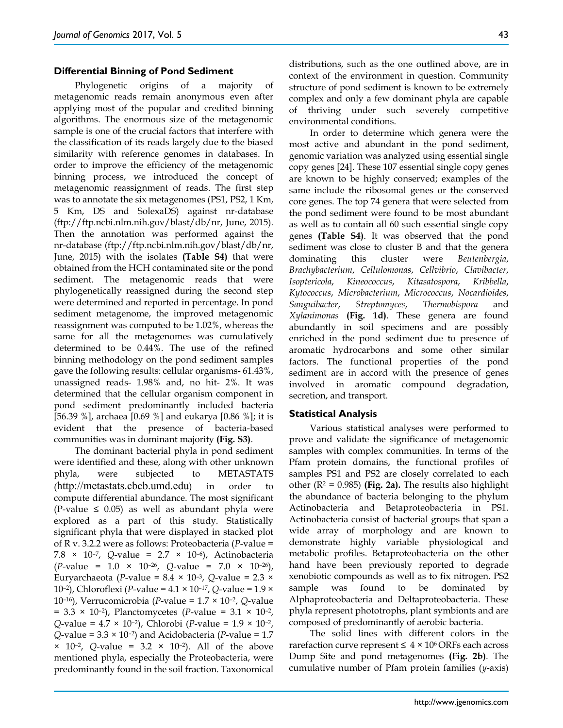### Differential Binning of Pond Sediment

Phylogenetic origins of a majority of metagenomic reads remain anonymous even after applying most of the popular and credited binning algorithms. The enormous size of the metagenomic sample is one of the crucial factors that interfere with the classification of its reads largely due to the biased similarity with reference genomes in databases. In order to improve the efficiency of the metagenomic binning process, we introduced the concept of metagenomic reassignment of reads. The first step was to annotate the six metagenomes (PS1, PS2, 1 Km, 5 Km, DS and SolexaDS) against nr-database (ftp://ftp.ncbi.nlm.nih.gov/blast/db/nr, June, 2015). Then the annotation was performed against the nr-database (ftp://ftp.ncbi.nlm.nih.gov/blast/db/nr, June, 2015) with the isolates **(Table S4)** that were obtained from the HCH contaminated site or the pond sediment. The metagenomic reads that were phylogenetically reassigned during the second step were determined and reported in percentage. In pond sediment metagenome, the improved metagenomic reassignment was computed to be 1.02%, whereas the same for all the metagenomes was cumulatively determined to be 0.44%. The use of the refined binning methodology on the pond sediment samples gave the following results: cellular organisms- 61.43%, unassigned reads- 1.98% and, no hit- 2%. It was determined that the cellular organism component in pond sediment predominantly included bacteria [56.39 %], archaea [0.69 %] and eukarya [0.86 %]; it is evident that the presence of bacteria-based communities was in dominant majority **(Fig. S3)**.

The dominant bacterial phyla in pond sediment were identified and these, along with other unknown phyla, were subjected to METASTATS (http://metastats.cbcb.umd.edu) in order to compute differential abundance. The most significant (P-value $\leq$ 0.05) as well as abundant phyla were explored as a part of this study. Statistically significant phyla that were displayed in stacked plot of R v. 3.2.2 were as follows: Proteobacteria (*P*-value = $7.8 \times 10^{-7}$, *Q*-value = $2.7 \times 10^{-6}$), Actinobacteria (*P*-value = $1.0 \times 10^{-26}$, *Q*-value = $7.0 \times 10^{-26}$), Euryarchaeota (*P*-value = $8.4 \times 10^{-3}$, *Q*-value = $2.3 \times 10^{-2}$), Chloroflexi (*P*-value = $4.1 \times 10^{-17}$, *Q*-value = $1.9 \times 10^{-16}$), Verrucomicrobia (*P*-value = $1.7 \times 10^{-2}$, *Q*-value = $3.3 \times 10^{-2}$), Planctomycetes (*P*-value = $3.1 \times 10^{-2}$, *Q*-value = $4.7 \times 10^{-2}$), Chlorobi (*P*-value = $1.9 \times 10^{-2}$, *Q*-value = $3.3 \times 10^{-2}$) and Acidobacteria (*P*-value = $1.7 \times 10^{-2}$, *Q*-value = $3.2 \times 10^{-2}$). All of the above mentioned phyla, especially the Proteobacteria, were predominantly found in the soil fraction. Taxonomical distributions, such as the one outlined above, are in context of the environment in question. Community structure of pond sediment is known to be extremely complex and only a few dominant phyla are capable of thriving under such severely competitive environmental conditions.

In order to determine which genera were the most active and abundant in the pond sediment, genomic variation was analyzed using essential single copy genes [24]. These 107 essential single copy genes are known to be highly conserved; examples of the same include the ribosomal genes or the conserved core genes. The top 74 genera that were selected from the pond sediment were found to be most abundant as well as to contain all 60 such essential single copy genes **(Table S4)**. It was observed that the pond sediment was close to cluster B and that the genera dominating this cluster were *Beutenbergia*, *Brachybacterium*, *Cellulomonas*, *Cellvibrio*, *Clavibacter*, *Isoptericola*, *Kineococcus*, *Kitasatospora*, *Kribbella*, *Kytococcus*, *Microbacterium*, *Micrococcus*, *Nocardioides*, *Sanguibacter*, *Streptomyces*, *Thermobispora* and *Xylanimonas* **(Fig. 1d)**. These genera are found abundantly in soil specimens and are possibly enriched in the pond sediment due to presence of aromatic hydrocarbons and some other similar factors. The functional properties of the pond sediment are in accord with the presence of genes involved in aromatic compound degradation, secretion, and transport.

### Statistical Analysis

Various statistical analyses were performed to prove and validate the significance of metagenomic samples with complex communities. In terms of the Pfam protein domains, the functional profiles of samples PS1 and PS2 are closely correlated to each other ($R^2 = 0.985$) **(Fig. 2a).** The results also highlight the abundance of bacteria belonging to the phylum Actinobacteria and Betaproteobacteria in PS1. Actinobacteria consist of bacterial groups that span a wide array of morphology and are known to demonstrate highly variable physiological and metabolic profiles. Betaproteobacteria on the other hand have been previously reported to degrade xenobiotic compounds as well as to fix nitrogen. PS2 sample was found to be dominated by Alphaproteobacteria and Deltaproteobacteria. These phyla represent phototrophs, plant symbionts and are composed of predominantly of aerobic bacteria.

The solid lines with different colors in the rarefaction curve represent $\leq 4 \times 10^6$ ORFs each across Dump Site and pond metagenomes **(Fig. 2b)**. The cumulative number of Pfam protein families (*y*-axis)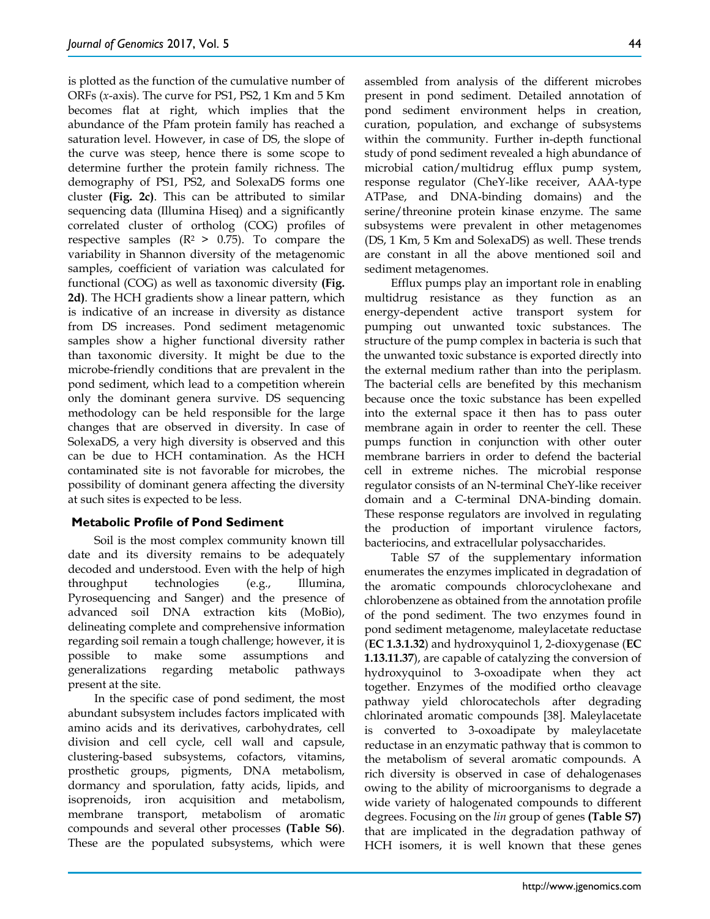is plotted as the function of the cumulative number of ORFs (*x*-axis). The curve for PS1, PS2, 1 Km and 5 Km becomes flat at right, which implies that the abundance of the Pfam protein family has reached a saturation level. However, in case of DS, the slope of the curve was steep, hence there is some scope to determine further the protein family richness. The demography of PS1, PS2, and SolexaDS forms one cluster **(Fig. 2c)**. This can be attributed to similar sequencing data (Illumina Hiseq) and a significantly correlated cluster of ortholog (COG) profiles of respective samples ($R^2 > 0.75$). To compare the variability in Shannon diversity of the metagenomic samples, coefficient of variation was calculated for functional (COG) as well as taxonomic diversity **(Fig. 2d)**. The HCH gradients show a linear pattern, which is indicative of an increase in diversity as distance from DS increases. Pond sediment metagenomic samples show a higher functional diversity rather than taxonomic diversity. It might be due to the microbe-friendly conditions that are prevalent in the pond sediment, which lead to a competition wherein only the dominant genera survive. DS sequencing methodology can be held responsible for the large changes that are observed in diversity. In case of SolexaDS, a very high diversity is observed and this can be due to HCH contamination. As the HCH contaminated site is not favorable for microbes, the possibility of dominant genera affecting the diversity at such sites is expected to be less.

## Metabolic Profile of Pond Sediment

Soil is the most complex community known till date and its diversity remains to be adequately decoded and understood. Even with the help of high throughput technologies (e.g., Illumina, Pyrosequencing and Sanger) and the presence of advanced soil DNA extraction kits (MoBio), delineating complete and comprehensive information regarding soil remain a tough challenge; however, it is possible to make some assumptions and generalizations regarding metabolic pathways present at the site.

In the specific case of pond sediment, the most abundant subsystem includes factors implicated with amino acids and its derivatives, carbohydrates, cell division and cell cycle, cell wall and capsule, clustering-based subsystems, cofactors, vitamins, prosthetic groups, pigments, DNA metabolism, dormancy and sporulation, fatty acids, lipids, and isoprenoids, iron acquisition and metabolism, membrane transport, metabolism of aromatic compounds and several other processes **(Table S6)**. These are the populated subsystems, which were assembled from analysis of the different microbes present in pond sediment. Detailed annotation of pond sediment environment helps in creation, curation, population, and exchange of subsystems within the community. Further in-depth functional study of pond sediment revealed a high abundance of microbial cation/multidrug efflux pump system, response regulator (CheY-like receiver, AAA-type ATPase, and DNA-binding domains) and the serine/threonine protein kinase enzyme. The same subsystems were prevalent in other metagenomes (DS, 1 Km, 5 Km and SolexaDS) as well. These trends are constant in all the above mentioned soil and sediment metagenomes.

Efflux pumps play an important role in enabling multidrug resistance as they function as an energy-dependent active transport system for pumping out unwanted toxic substances. The structure of the pump complex in bacteria is such that the unwanted toxic substance is exported directly into the external medium rather than into the periplasm. The bacterial cells are benefited by this mechanism because once the toxic substance has been expelled into the external space it then has to pass outer membrane again in order to reenter the cell. These pumps function in conjunction with other outer membrane barriers in order to defend the bacterial cell in extreme niches. The microbial response regulator consists of an N-terminal CheY-like receiver domain and a C-terminal DNA-binding domain. These response regulators are involved in regulating the production of important virulence factors, bacteriocins, and extracellular polysaccharides.

Table S7 of the supplementary information enumerates the enzymes implicated in degradation of the aromatic compounds chlorocyclohexane and chlorobenzene as obtained from the annotation profile of the pond sediment. The two enzymes found in pond sediment metagenome, maleylacetate reductase (**EC 1.3.1.32**) and hydroxyquinol 1, 2-dioxygenase (**EC 1.13.11.37**), are capable of catalyzing the conversion of hydroxyquinol to 3-oxoadipate when they act together. Enzymes of the modified ortho cleavage pathway yield chlorocatechols after degrading chlorinated aromatic compounds [38]. Maleylacetate is converted to 3-oxoadipate by maleylacetate reductase in an enzymatic pathway that is common to the metabolism of several aromatic compounds. A rich diversity is observed in case of dehalogenases owing to the ability of microorganisms to degrade a wide variety of halogenated compounds to different degrees. Focusing on the *lin* group of genes **(Table S7)** that are implicated in the degradation pathway of HCH isomers, it is well known that these genes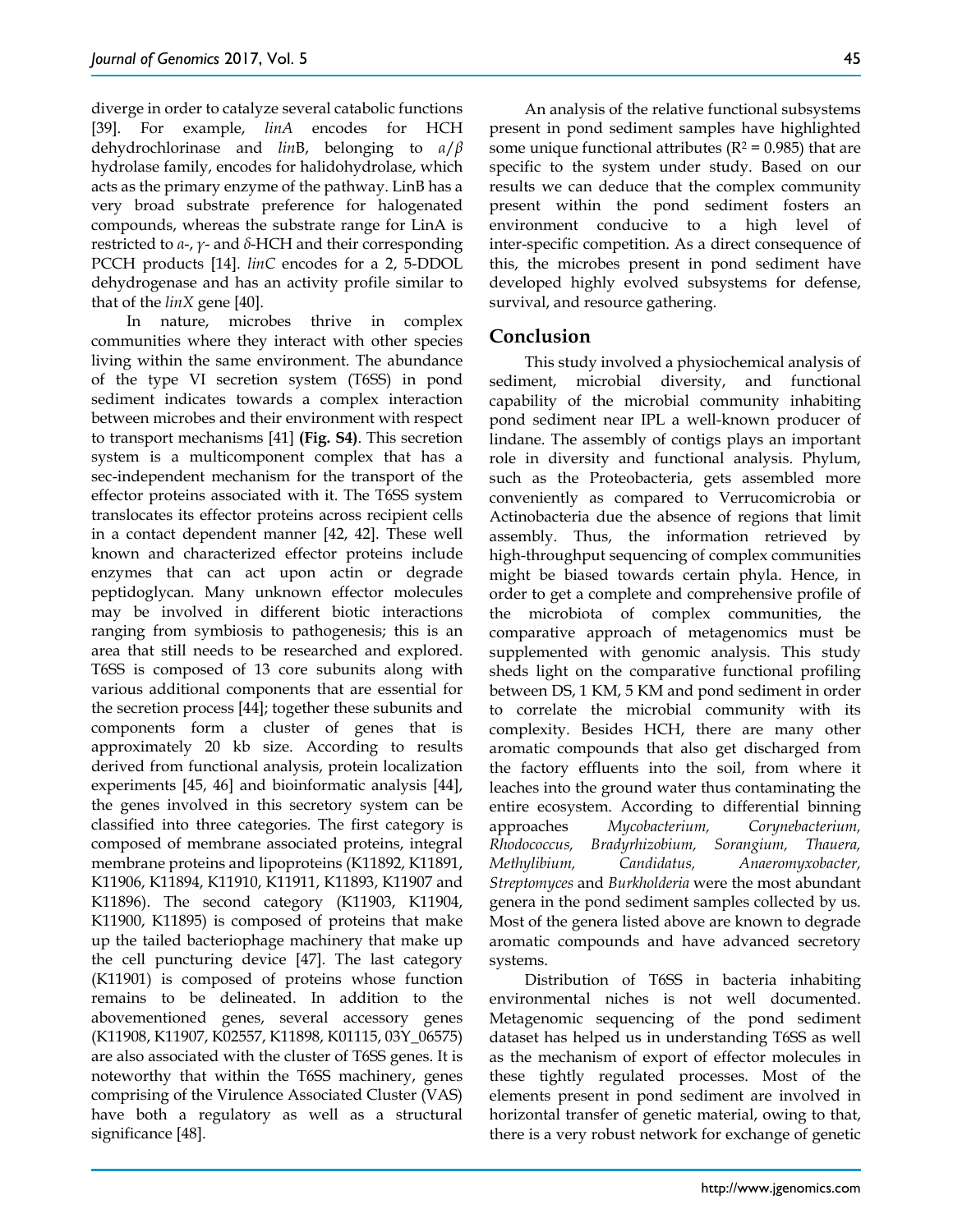diverge in order to catalyze several catabolic functions [39]. For example, *linA* encodes for HCH dehydrochlorinase and *lin*B, belonging to $\alpha/\beta$ hydrolase family, encodes for halidohydrolase, which acts as the primary enzyme of the pathway. LinB has a very broad substrate preference for halogenated compounds, whereas the substrate range for LinA is restricted to $\alpha$-, $\gamma$- and $\delta$-HCH and their corresponding PCCH products [14]. *linC* encodes for a 2, 5-DDOL dehydrogenase and has an activity profile similar to that of the *linX* gene [40].

In nature, microbes thrive in complex communities where they interact with other species living within the same environment. The abundance of the type VI secretion system (T6SS) in pond sediment indicates towards a complex interaction between microbes and their environment with respect to transport mechanisms [41] **(Fig. S4)**. This secretion system is a multicomponent complex that has a sec-independent mechanism for the transport of the effector proteins associated with it. The T6SS system translocates its effector proteins across recipient cells in a contact dependent manner [42, 42]. These well known and characterized effector proteins include enzymes that can act upon actin or degrade peptidoglycan. Many unknown effector molecules may be involved in different biotic interactions ranging from symbiosis to pathogenesis; this is an area that still needs to be researched and explored. T6SS is composed of 13 core subunits along with various additional components that are essential for the secretion process [44]; together these subunits and components form a cluster of genes that is approximately 20 kb size. According to results derived from functional analysis, protein localization experiments [45, 46] and bioinformatic analysis [44], the genes involved in this secretory system can be classified into three categories. The first category is composed of membrane associated proteins, integral membrane proteins and lipoproteins (K11892, K11891, K11906, K11894, K11910, K11911, K11893, K11907 and K11896). The second category (K11903, K11904, K11900, K11895) is composed of proteins that make up the tailed bacteriophage machinery that make up the cell puncturing device [47]. The last category (K11901) is composed of proteins whose function remains to be delineated. In addition to the abovementioned genes, several accessory genes (K11908, K11907, K02557, K11898, K01115, 03Y_06575) are also associated with the cluster of T6SS genes. It is noteworthy that within the T6SS machinery, genes comprising of the Virulence Associated Cluster (VAS) have both a regulatory as well as a structural significance [48].

An analysis of the relative functional subsystems present in pond sediment samples have highlighted some unique functional attributes ($R^2 = 0.985$) that are specific to the system under study. Based on our results we can deduce that the complex community present within the pond sediment fosters an environment conducive to a high level of inter-specific competition. As a direct consequence of this, the microbes present in pond sediment have developed highly evolved subsystems for defense, survival, and resource gathering.

## Conclusion

This study involved a physiochemical analysis of sediment, microbial diversity, and functional capability of the microbial community inhabiting pond sediment near IPL a well-known producer of lindane. The assembly of contigs plays an important role in diversity and functional analysis. Phylum, such as the Proteobacteria, gets assembled more conveniently as compared to Verrucomicrobia or Actinobacteria due the absence of regions that limit assembly. Thus, the information retrieved by high-throughput sequencing of complex communities might be biased towards certain phyla. Hence, in order to get a complete and comprehensive profile of the microbiota of complex communities, the comparative approach of metagenomics must be supplemented with genomic analysis. This study sheds light on the comparative functional profiling between DS, 1 KM, 5 KM and pond sediment in order to correlate the microbial community with its complexity. Besides HCH, there are many other aromatic compounds that also get discharged from the factory effluents into the soil, from where it leaches into the ground water thus contaminating the entire ecosystem. According to differential binning approaches *Mycobacterium, Corynebacterium, Rhodococcus, Bradyrhizobium, Sorangium, Thauera, Methylibium, Candidatus, Anaeromyxobacter, Streptomyces* and *Burkholderia* were the most abundant genera in the pond sediment samples collected by us. Most of the genera listed above are known to degrade aromatic compounds and have advanced secretory systems.

Distribution of T6SS in bacteria inhabiting environmental niches is not well documented. Metagenomic sequencing of the pond sediment dataset has helped us in understanding T6SS as well as the mechanism of export of effector molecules in these tightly regulated processes. Most of the elements present in pond sediment are involved in horizontal transfer of genetic material, owing to that, there is a very robust network for exchange of genetic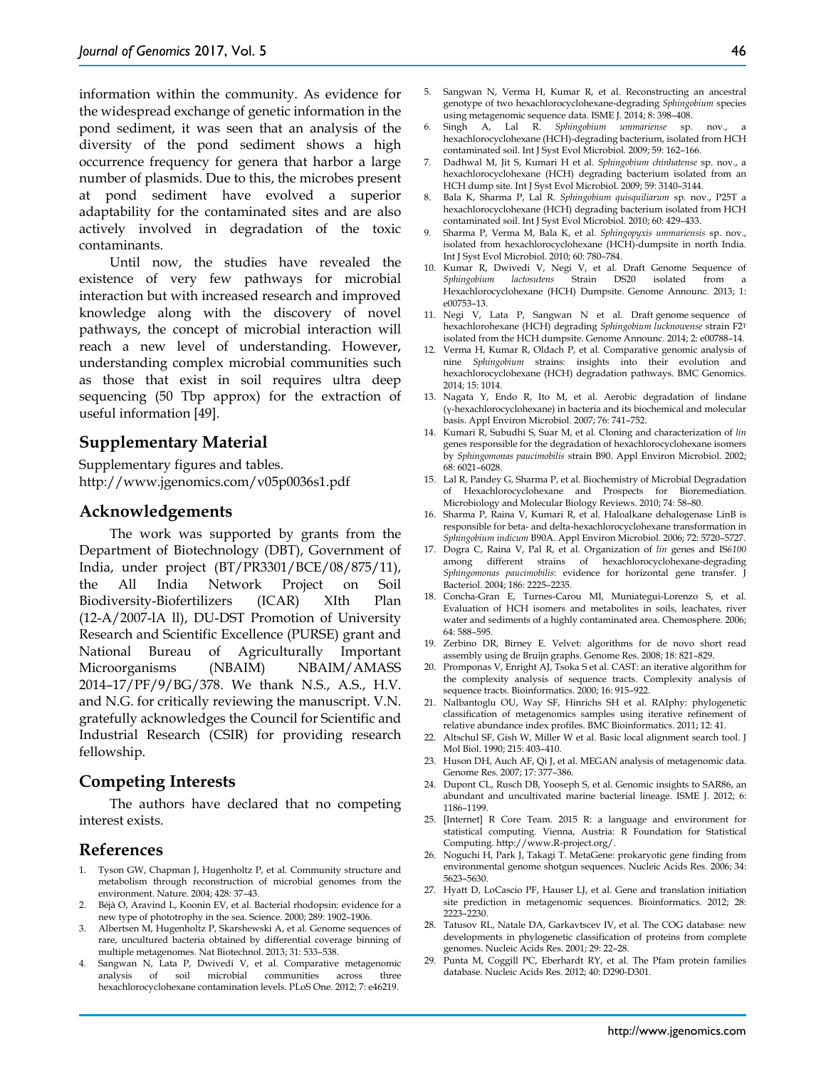information within the community. As evidence for the widespread exchange of genetic information in the pond sediment, it was seen that an analysis of the diversity of the pond sediment shows a high occurrence frequency for genera that harbor a large number of plasmids. Due to this, the microbes present at pond sediment have evolved a superior adaptability for the contaminated sites and are also actively involved in degradation of the toxic contaminants.

Until now, the studies have revealed the existence of very few pathways for microbial interaction but with increased research and improved knowledge along with the discovery of novel pathways, the concept of microbial interaction will reach a new level of understanding. However, understanding complex microbial communities such as those that exist in soil requires ultra deep sequencing (50 Tbp approx) for the extraction of useful information [49].

## Supplementary Material

Supplementary figures and tables.
http://www.jgenomics.com/v05p0036s1.pdf

## Acknowledgements

The work was supported by grants from the Department of Biotechnology (DBT), Government of India, under project (BT/PR3301/BCE/08/875/11), the All India Network Project on Soil Biodiversity-Biofertilizers (ICAR) XIth Plan (12-A/2007-lA ll), DU-DST Promotion of University Research and Scientific Excellence (PURSE) grant and National Bureau of Agriculturally Important Microorganisms (NBAIM) NBAIM/AMASS 2014–17/PF/9/BG/378. We thank N.S., A.S., H.V. and N.G. for critically reviewing the manuscript. V.N. gratefully acknowledges the Council for Scientific and Industrial Research (CSIR) for providing research fellowship.

## Competing Interests

The authors have declared that no competing interest exists.

## References

1. Tyson GW, Chapman J, Hugenholtz P, et al. Community structure and metabolism through reconstruction of microbial genomes from the environment. Nature. 2004; 428: 37–43.
2. Béjà O, Aravind L, Koonin EV, et al. Bacterial rhodopsin: evidence for a new type of phototrophy in the sea. Science. 2000; 289: 1902–1906.
3. Albertsen M, Hugenholtz P, Skarshewski A, et al. Genome sequences of rare, uncultured bacteria obtained by differential coverage binning of multiple metagenomes. Nat Biotechnol. 2013; 31: 533–538.
4. Sangwan N, Lata P, Dwivedi V, et al. Comparative metagenomic analysis of soil microbial communities across three hexachlorocyclohexane contamination levels. PLoS One. 2012; 7: e46219.
5. Sangwan N, Verma H, Kumar R, et al. Reconstructing an ancestral genotype of two hexachlorocyclohexane-degrading *Sphingobium* species using metagenomic sequence data. ISME J. 2014; 8: 398–408.
6. Singh A, Lal R. *Sphingobium ummariense* sp. nov., a hexachlorocyclohexane (HCH)-degrading bacterium, isolated from HCH contaminated soil. Int J Syst Evol Microbiol. 2009; 59: 162–166.
7. Dadhwal M, Jit S, Kumari H et al. *Sphingobium chinhatense* sp. nov., a hexachlorocyclohexane (HCH) degrading bacterium isolated from an HCH dump site. Int J Syst Evol Microbiol. 2009; 59: 3140–3144.
8. Bala K, Sharma P, Lal R. *Sphingobium quisquiliarum* sp. nov., P25T a hexachlorocyclohexane (HCH) degrading bacterium isolated from HCH contaminated soil. Int J Syst Evol Microbiol. 2010; 60: 429–433.
9. Sharma P, Verma M, Bala K, et al. *Sphingopyxis ummariensis* sp. nov., isolated from hexachlorocyclohexane (HCH)-dumpsite in north India. Int J Syst Evol Microbiol. 2010; 60: 780–784.
10. Kumar R, Dwivedi V, Negi V, et al. Draft Genome Sequence of *Sphingobium lactosutens* Strain DS20 isolated from a Hexachlorocyclohexane (HCH) Dumpsite. Genome Announc. 2013; 1: e00753–13.
11. Negi V, Lata P, Sangwan N et al. Draft genome sequence of hexachlorohexane (HCH) degrading *Sphingobium lucknowense* strain F2T isolated from the HCH dumpsite. Genome Announc. 2014; 2: e00788–14.
12. Verma H, Kumar R, Oldach P, et al. Comparative genomic analysis of nine *Sphingobium* strains: insights into their evolution and hexachlorocyclohexane (HCH) degradation pathways. BMC Genomics. 2014; 15: 1014.
13. Nagata Y, Endo R, Ito M, et al. Aerobic degradation of lindane (γ-hexachlorocyclohexane) in bacteria and its biochemical and molecular basis. Appl Environ Microbiol. 2007; 76: 741–752.
14. Kumari R, Subudhi S, Suar M, et al. Cloning and characterization of *lin* genes responsible for the degradation of hexachlorocyclohexane isomers by *Sphingomonas paucimobilis* strain B90. Appl Environ Microbiol. 2002; 68: 6021–6028.
15. Lal R, Pandey G, Sharma P, et al. Biochemistry of Microbial Degradation of Hexachlorocyclohexane and Prospects for Bioremediation. Microbiology and Molecular Biology Reviews. 2010; 74: 58–80.
16. Sharma P, Raina V, Kumari R, et al. Haloalkane dehalogenase LinB is responsible for beta- and delta-hexachlorocyclohexane transformation in *Sphingobium indicum* B90A. Appl Environ Microbiol. 2006; 72: 5720–5727.
17. Dogra C, Raina V, Pal R, et al. Organization of *lin* genes and IS*6100* among different strains of hexachlorocyclohexane-degrading *Sphingomonas paucimobilis*: evidence for horizontal gene transfer. J Bacteriol. 2004; 186: 2225–2235.
18. Concha-Gran E, Turnes-Carou MI, Muniategui-Lorenzo S, et al. Evaluation of HCH isomers and metabolites in soils, leachates, river water and sediments of a highly contaminated area. Chemosphere. 2006; 64: 588–595.
19. Zerbino DR, Birney E. Velvet: algorithms for de novo short read assembly using de Bruijn graphs. Genome Res. 2008; 18: 821–829.
20. Promponas V, Enright AJ, Tsoka S et al. CAST: an iterative algorithm for the complexity analysis of sequence tracts. Complexity analysis of sequence tracts. Bioinformatics. 2000; 16: 915–922.
21. Nalbantoglu OU, Way SF, Hinrichs SH et al. RAIphy: phylogenetic classification of metagenomics samples using iterative refinement of relative abundance index profiles. BMC Bioinformatics. 2011; 12: 41.
22. Altschul SF, Gish W, Miller W et al. Basic local alignment search tool. J Mol Biol. 1990; 215: 403–410.
23. Huson DH, Auch AF, Qi J, et al. MEGAN analysis of metagenomic data. Genome Res. 2007; 17: 377–386.
24. Dupont CL, Rusch DB, Yooseph S, et al. Genomic insights to SAR86, an abundant and uncultivated marine bacterial lineage. ISME J. 2012; 6: 1186–1199.
25. [Internet] R Core Team. 2015 R: a language and environment for statistical computing. Vienna, Austria: R Foundation for Statistical Computing. http://www.R-project.org/.
26. Noguchi H, Park J, Takagi T. MetaGene: prokaryotic gene finding from environmental genome shotgun sequences. Nucleic Acids Res. 2006; 34: 5623–5630.
27. Hyatt D, LoCascio PF, Hauser LJ, et al. Gene and translation initiation site prediction in metagenomic sequences. Bioinformatics. 2012; 28: 2223–2230.
28. Tatusov RL, Natale DA, Garkavtscev IV, et al. The COG database: new developments in phylogenetic classification of proteins from complete genomes. Nucleic Acids Res. 2001; 29: 22–28.
29. Punta M, Coggill PC, Eberhardt RY, et al. The Pfam protein families database. Nucleic Acids Res. 2012; 40: D290-D301.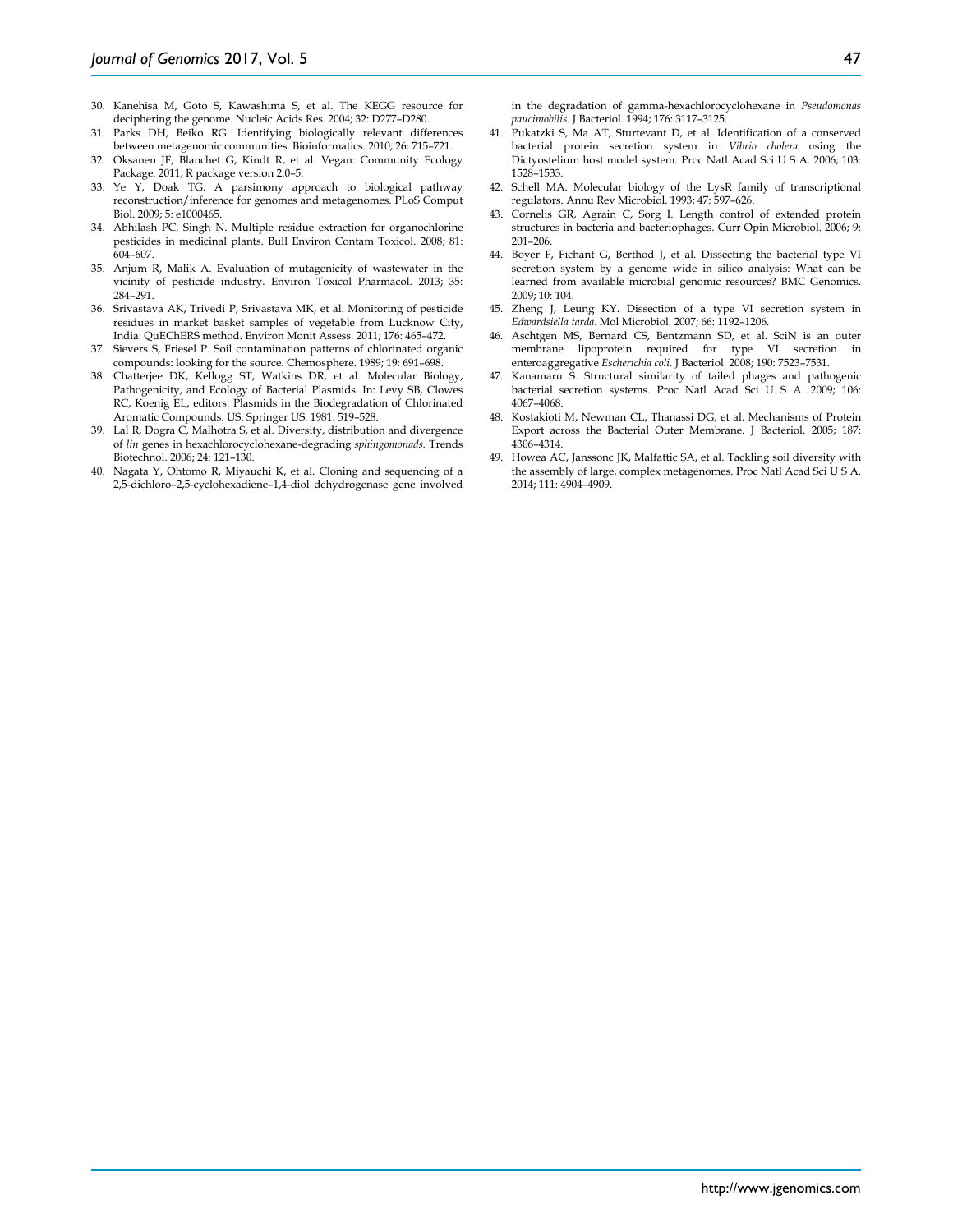30. Kanehisa M, Goto S, Kawashima S, et al. The KEGG resource for deciphering the genome. Nucleic Acids Res. 2004; 32: D277–D280.
31. Parks DH, Beiko RG. Identifying biologically relevant differences between metagenomic communities. Bioinformatics. 2010; 26: 715–721.
32. Oksanen JF, Blanchet G, Kindt R, et al. Vegan: Community Ecology Package. 2011; R package version 2.0–5.
33. Ye Y, Doak TG. A parsimony approach to biological pathway reconstruction/inference for genomes and metagenomes. PLoS Comput Biol. 2009; 5: e1000465.
34. Abhilash PC, Singh N. Multiple residue extraction for organochlorine pesticides in medicinal plants. Bull Environ Contam Toxicol. 2008; 81: 604–607.
35. Anjum R, Malik A. Evaluation of mutagenicity of wastewater in the vicinity of pesticide industry. Environ Toxicol Pharmacol. 2013; 35: 284–291.
36. Srivastava AK, Trivedi P, Srivastava MK, et al. Monitoring of pesticide residues in market basket samples of vegetable from Lucknow City, India: QuEChERS method. Environ Monit Assess. 2011; 176: 465–472.
37. Sievers S, Friesel P. Soil contamination patterns of chlorinated organic compounds: looking for the source. Chemosphere. 1989; 19: 691–698.
38. Chatterjee DK, Kellogg ST, Watkins DR, et al. Molecular Biology, Pathogenicity, and Ecology of Bacterial Plasmids. In: Levy SB, Clowes RC, Koenig EL, editors. Plasmids in the Biodegradation of Chlorinated Aromatic Compounds. US: Springer US. 1981: 519–528.
39. Lal R, Dogra C, Malhotra S, et al. Diversity, distribution and divergence of *lin* genes in hexachlorocyclohexane-degrading *sphingomonads*. Trends Biotechnol. 2006; 24: 121–130.
40. Nagata Y, Ohtomo R, Miyauchi K, et al. Cloning and sequencing of a 2,5-dichloro–2,5-cyclohexadiene–1,4-diol dehydrogenase gene involved in the degradation of gamma-hexachlorocyclohexane in *Pseudomonas paucimobilis*. J Bacteriol. 1994; 176: 3117–3125.
41. Pukatzki S, Ma AT, Sturtevant D, et al. Identification of a conserved bacterial protein secretion system in *Vibrio cholera* using the Dictyostelium host model system. Proc Natl Acad Sci U S A. 2006; 103: 1528–1533.
42. Schell MA. Molecular biology of the LysR family of transcriptional regulators. Annu Rev Microbiol. 1993; 47: 597–626.
43. Cornelis GR, Agrain C, Sorg I. Length control of extended protein structures in bacteria and bacteriophages. Curr Opin Microbiol. 2006; 9: 201–206.
44. Boyer F, Fichant G, Berthod J, et al. Dissecting the bacterial type VI secretion system by a genome wide in silico analysis: What can be learned from available microbial genomic resources? BMC Genomics. 2009; 10: 104.
45. Zheng J, Leung KY. Dissection of a type VI secretion system in *Edwardsiella tarda*. Mol Microbiol. 2007; 66: 1192–1206.
46. Aschtgen MS, Bernard CS, Bentzmann SD, et al. SciN is an outer membrane lipoprotein required for type VI secretion in enteroaggregative *Escherichia coli*. J Bacteriol. 2008; 190: 7523–7531.
47. Kanamaru S. Structural similarity of tailed phages and pathogenic bacterial secretion systems. Proc Natl Acad Sci U S A. 2009; 106: 4067–4068.
48. Kostakioti M, Newman CL, Thanassi DG, et al. Mechanisms of Protein Export across the Bacterial Outer Membrane. J Bacteriol. 2005; 187: 4306–4314.
49. Howea AC, Janssonc JK, Malfattic SA, et al. Tackling soil diversity with the assembly of large, complex metagenomes. Proc Natl Acad Sci U S A. 2014; 111: 4904–4909.